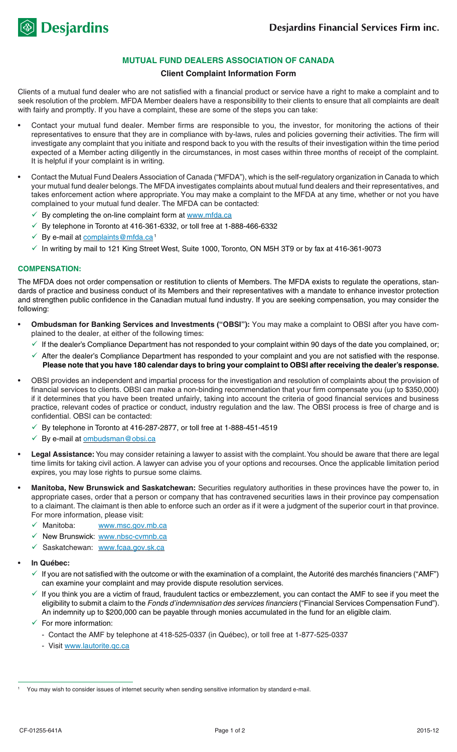Desjardins

**Desjardins Financial Services Firm inc.**

## MUTUAL FUND DEALERS ASSOCIATION OF CANADA

### Client Complaint Information Form

Clients of a mutual fund dealer who are not satisfied with a financial product or service have a right to make a complaint and to seek resolution of the problem. MFDA Member dealers have a responsibility to their clients to ensure that all complaints are dealt with fairly and promptly. If you have a complaint, these are some of the steps you can take:

- Contact your mutual fund dealer. Member firms are responsible to you, the investor, for monitoring the actions of their representatives to ensure that they are in compliance with by-laws, rules and policies governing their activities. The firm will investigate any complaint that you initiate and respond back to you with the results of their investigation within the time period expected of a Member acting diligently in the circumstances, in most cases within three months of receipt of the complaint. It is helpful if your complaint is in writing.
- Contact the Mutual Fund Dealers Association of Canada ("MFDA"), which is the self-regulatory organization in Canada to which your mutual fund dealer belongs. The MFDA investigates complaints about mutual fund dealers and their representatives, and takes enforcement action where appropriate. You may make a complaint to the MFDA at any time, whether or not you have complained to your mutual fund dealer. The MFDA can be contacted:
  - ✓ By completing the on-line complaint form at www.mfda.ca
  - ✓ By telephone in Toronto at 416-361-6332, or toll free at 1-888-466-6332
  - ✓ By e-mail at complaints@mfda.ca[1]
  - ✓ In writing by mail to 121 King Street West, Suite 1000, Toronto, ON M5H 3T9 or by fax at 416-361-9073

#### COMPENSATION:

The MFDA does not order compensation or restitution to clients of Members. The MFDA exists to regulate the operations, standards of practice and business conduct of its Members and their representatives with a mandate to enhance investor protection and strengthen public confidence in the Canadian mutual fund industry. If you are seeking compensation, you may consider the following:

- **Ombudsman for Banking Services and Investments ("OBSI"):** You may make a complaint to OBSI after you have complained to the dealer, at either of the following times:
  - ✓ If the dealer's Compliance Department has not responded to your complaint within 90 days of the date you complained, or;
  - ✓ After the dealer's Compliance Department has responded to your complaint and you are not satisfied with the response. **Please note that you have 180 calendar days to bring your complaint to OBSI after receiving the dealer's response.**
- OBSI provides an independent and impartial process for the investigation and resolution of complaints about the provision of financial services to clients. OBSI can make a non-binding recommendation that your firm compensate you (up to $350,000) if it determines that you have been treated unfairly, taking into account the criteria of good financial services and business practice, relevant codes of practice or conduct, industry regulation and the law. The OBSI process is free of charge and is confidential. OBSI can be contacted:
  - ✓ By telephone in Toronto at 416-287-2877, or toll free at 1-888-451-4519
  - ✓ By e-mail at ombudsman@obsi.ca
- **Legal Assistance:** You may consider retaining a lawyer to assist with the complaint. You should be aware that there are legal time limits for taking civil action. A lawyer can advise you of your options and recourses. Once the applicable limitation period expires, you may lose rights to pursue some claims.
- **Manitoba, New Brunswick and Saskatchewan:** Securities regulatory authorities in these provinces have the power to, in appropriate cases, order that a person or company that has contravened securities laws in their province pay compensation to a claimant. The claimant is then able to enforce such an order as if it were a judgment of the superior court in that province. For more information, please visit:
  - ✓ Manitoba: www.msc.gov.mb.ca
  - ✓ New Brunswick: www.nbsc-cvmnb.ca
  - ✓ Saskatchewan: www.fcaa.gov.sk.ca
- **In Québec:**
  - ✓ If you are not satisfied with the outcome or with the examination of a complaint, the Autorité des marchés financiers ("AMF") can examine your complaint and may provide dispute resolution services.
  - ✓ If you think you are a victim of fraud, fraudulent tactics or embezzlement, you can contact the AMF to see if you meet the eligibility to submit a claim to the *Fonds d'indemnisation des services financiers* ("Financial Services Compensation Fund"). An indemnity up to $200,000 can be payable through monies accumulated in the fund for an eligible claim.
  - ✓ For more information:
    - Contact the AMF by telephone at 418-525-0337 (in Québec), or toll free at 1-877-525-0337
    - Visit www.lautorite.qc.ca

[1] You may wish to consider issues of internet security when sending sensitive information by standard e-mail.

CF-01255-641A 2015-12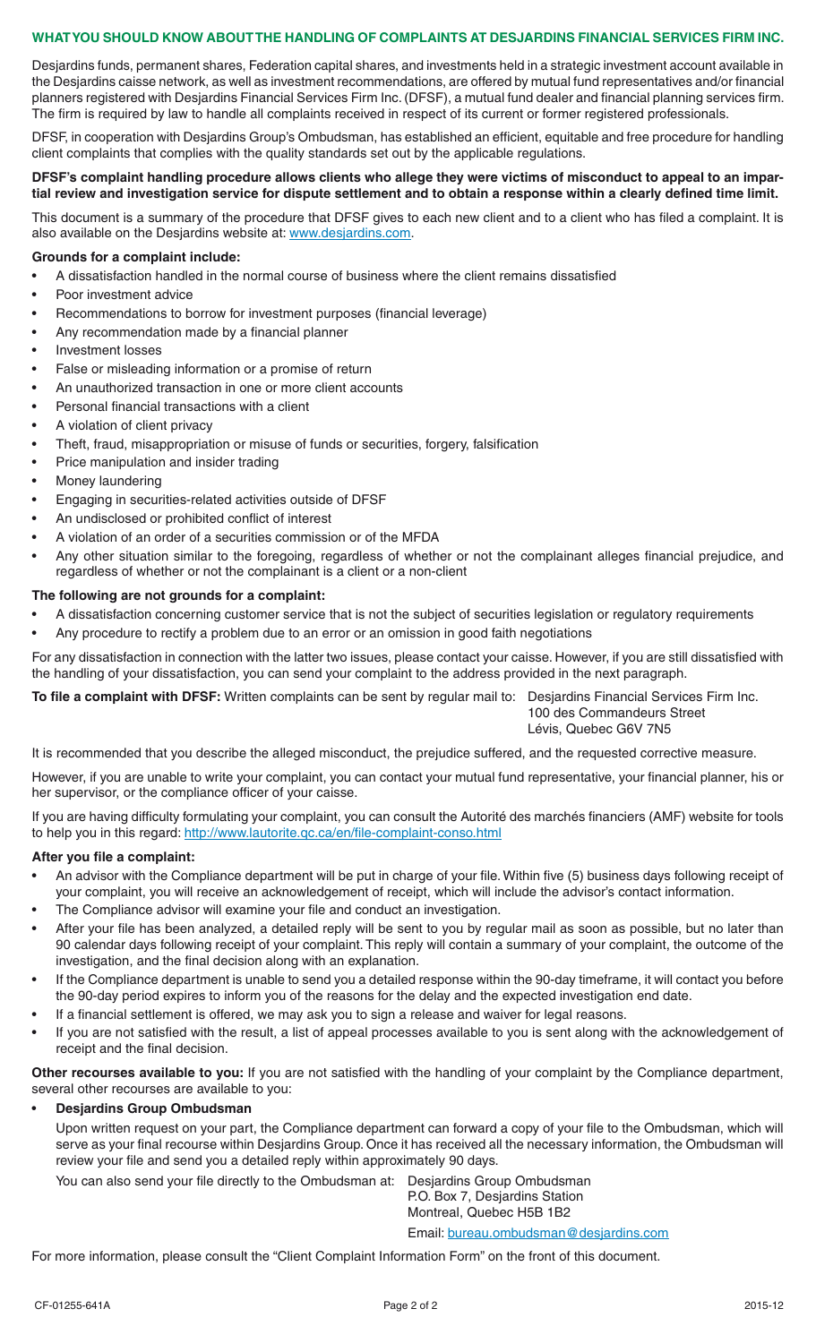## WHAT YOU SHOULD KNOW ABOUT THE HANDLING OF COMPLAINTS AT DESJARDINS FINANCIAL SERVICES FIRM INC.

Desjardins funds, permanent shares, Federation capital shares, and investments held in a strategic investment account available in the Desjardins caisse network, as well as investment recommendations, are offered by mutual fund representatives and/or financial planners registered with Desjardins Financial Services Firm Inc. (DFSF), a mutual fund dealer and financial planning services firm. The firm is required by law to handle all complaints received in respect of its current or former registered professionals.

DFSF, in cooperation with Desjardins Group's Ombudsman, has established an efficient, equitable and free procedure for handling client complaints that complies with the quality standards set out by the applicable regulations.

**DFSF's complaint handling procedure allows clients who allege they were victims of misconduct to appeal to an impartial review and investigation service for dispute settlement and to obtain a response within a clearly defined time limit.**

This document is a summary of the procedure that DFSF gives to each new client and to a client who has filed a complaint. It is also available on the Desjardins website at: www.desjardins.com.

**Grounds for a complaint include:**

- A dissatisfaction handled in the normal course of business where the client remains dissatisfied
- Poor investment advice
- Recommendations to borrow for investment purposes (financial leverage)
- Any recommendation made by a financial planner
- Investment losses
- False or misleading information or a promise of return
- An unauthorized transaction in one or more client accounts
- Personal financial transactions with a client
- A violation of client privacy
- Theft, fraud, misappropriation or misuse of funds or securities, forgery, falsification
- Price manipulation and insider trading
- Money laundering
- Engaging in securities-related activities outside of DFSF
- An undisclosed or prohibited conflict of interest
- A violation of an order of a securities commission or of the MFDA
- Any other situation similar to the foregoing, regardless of whether or not the complainant alleges financial prejudice, and regardless of whether or not the complainant is a client or a non-client

**The following are not grounds for a complaint:**

- A dissatisfaction concerning customer service that is not the subject of securities legislation or regulatory requirements
- Any procedure to rectify a problem due to an error or an omission in good faith negotiations

For any dissatisfaction in connection with the latter two issues, please contact your caisse. However, if you are still dissatisfied with the handling of your dissatisfaction, you can send your complaint to the address provided in the next paragraph.

**To file a complaint with DFSF:** Written complaints can be sent by regular mail to: Desjardins Financial Services Firm Inc.
100 des Commandeurs Street
Lévis, Quebec G6V 7N5

It is recommended that you describe the alleged misconduct, the prejudice suffered, and the requested corrective measure.

However, if you are unable to write your complaint, you can contact your mutual fund representative, your financial planner, his or her supervisor, or the compliance officer of your caisse.

If you are having difficulty formulating your complaint, you can consult the Autorité des marchés financiers (AMF) website for tools to help you in this regard: http://www.lautorite.qc.ca/en/file-complaint-conso.html

**After you file a complaint:**

- An advisor with the Compliance department will be put in charge of your file. Within five (5) business days following receipt of your complaint, you will receive an acknowledgement of receipt, which will include the advisor's contact information.
- The Compliance advisor will examine your file and conduct an investigation.
- After your file has been analyzed, a detailed reply will be sent to you by regular mail as soon as possible, but no later than 90 calendar days following receipt of your complaint. This reply will contain a summary of your complaint, the outcome of the investigation, and the final decision along with an explanation.
- If the Compliance department is unable to send you a detailed response within the 90-day timeframe, it will contact you before the 90-day period expires to inform you of the reasons for the delay and the expected investigation end date.
- If a financial settlement is offered, we may ask you to sign a release and waiver for legal reasons.
- If you are not satisfied with the result, a list of appeal processes available to you is sent along with the acknowledgement of receipt and the final decision.

**Other recourses available to you:** If you are not satisfied with the handling of your complaint by the Compliance department, several other recourses are available to you:

- **Desjardins Group Ombudsman**

  Upon written request on your part, the Compliance department can forward a copy of your file to the Ombudsman, which will serve as your final recourse within Desjardins Group. Once it has received all the necessary information, the Ombudsman will review your file and send you a detailed reply within approximately 90 days.

  You can also send your file directly to the Ombudsman at: Desjardins Group Ombudsman
  P.O. Box 7, Desjardins Station
  Montreal, Quebec H5B 1B2
  Email: bureau.ombudsman@desjardins.com

For more information, please consult the "Client Complaint Information Form" on the front of this document.

CF-01255-641A 2015-12